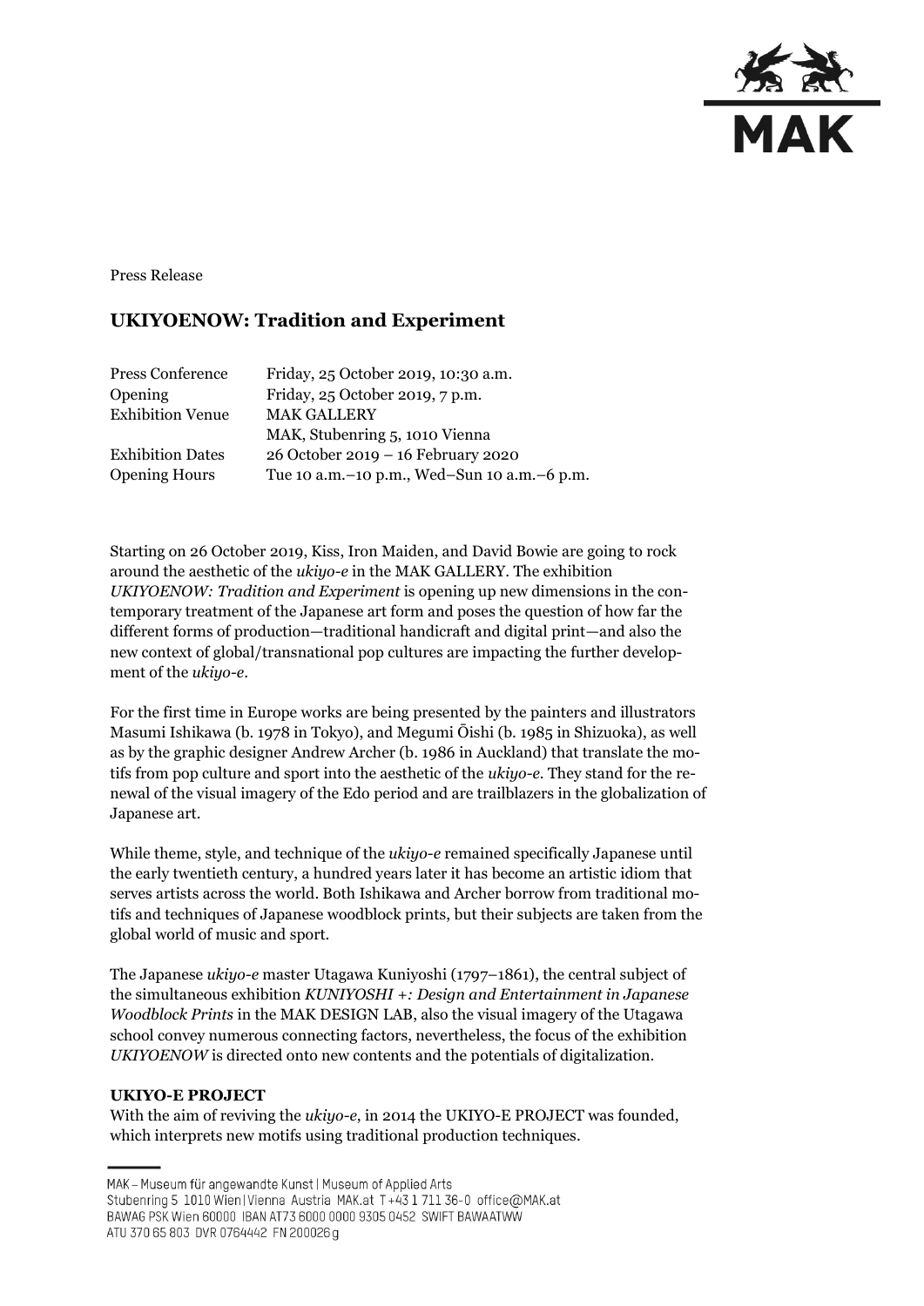Press Release

# UKIYOENOW: Tradition and Experiment

| | |
|---|---|
| Press Conference | Friday, 25 October 2019, 10:30 a.m. |
| Opening | Friday, 25 October 2019, 7 p.m. |
| Exhibition Venue | MAK GALLERY |
| | MAK, Stubenring 5, 1010 Vienna |
| Exhibition Dates | 26 October 2019 – 16 February 2020 |
| Opening Hours | Tue 10 a.m.–10 p.m., Wed–Sun 10 a.m.–6 p.m. |

Starting on 26 October 2019, Kiss, Iron Maiden, and David Bowie are going to rock around the aesthetic of the *ukiyo-e* in the MAK GALLERY. The exhibition *UKIYOENOW: Tradition and Experiment* is opening up new dimensions in the contemporary treatment of the Japanese art form and poses the question of how far the different forms of production—traditional handicraft and digital print—and also the new context of global/transnational pop cultures are impacting the further development of the *ukiyo-e*.

For the first time in Europe works are being presented by the painters and illustrators Masumi Ishikawa (b. 1978 in Tokyo), and Megumi Ōishi (b. 1985 in Shizuoka), as well as by the graphic designer Andrew Archer (b. 1986 in Auckland) that translate the motifs from pop culture and sport into the aesthetic of the *ukiyo-e*. They stand for the renewal of the visual imagery of the Edo period and are trailblazers in the globalization of Japanese art.

While theme, style, and technique of the *ukiyo-e* remained specifically Japanese until the early twentieth century, a hundred years later it has become an artistic idiom that serves artists across the world. Both Ishikawa and Archer borrow from traditional motifs and techniques of Japanese woodblock prints, but their subjects are taken from the global world of music and sport.

The Japanese *ukiyo-e* master Utagawa Kuniyoshi (1797–1861), the central subject of the simultaneous exhibition *KUNIYOSHI +: Design and Entertainment in Japanese Woodblock Prints* in the MAK DESIGN LAB, also the visual imagery of the Utagawa school convey numerous connecting factors, nevertheless, the focus of the exhibition *UKIYOENOW* is directed onto new contents and the potentials of digitalization.

**UKIYO-E PROJECT**

With the aim of reviving the *ukiyo-e*, in 2014 the UKIYO-E PROJECT was founded, which interprets new motifs using traditional production techniques.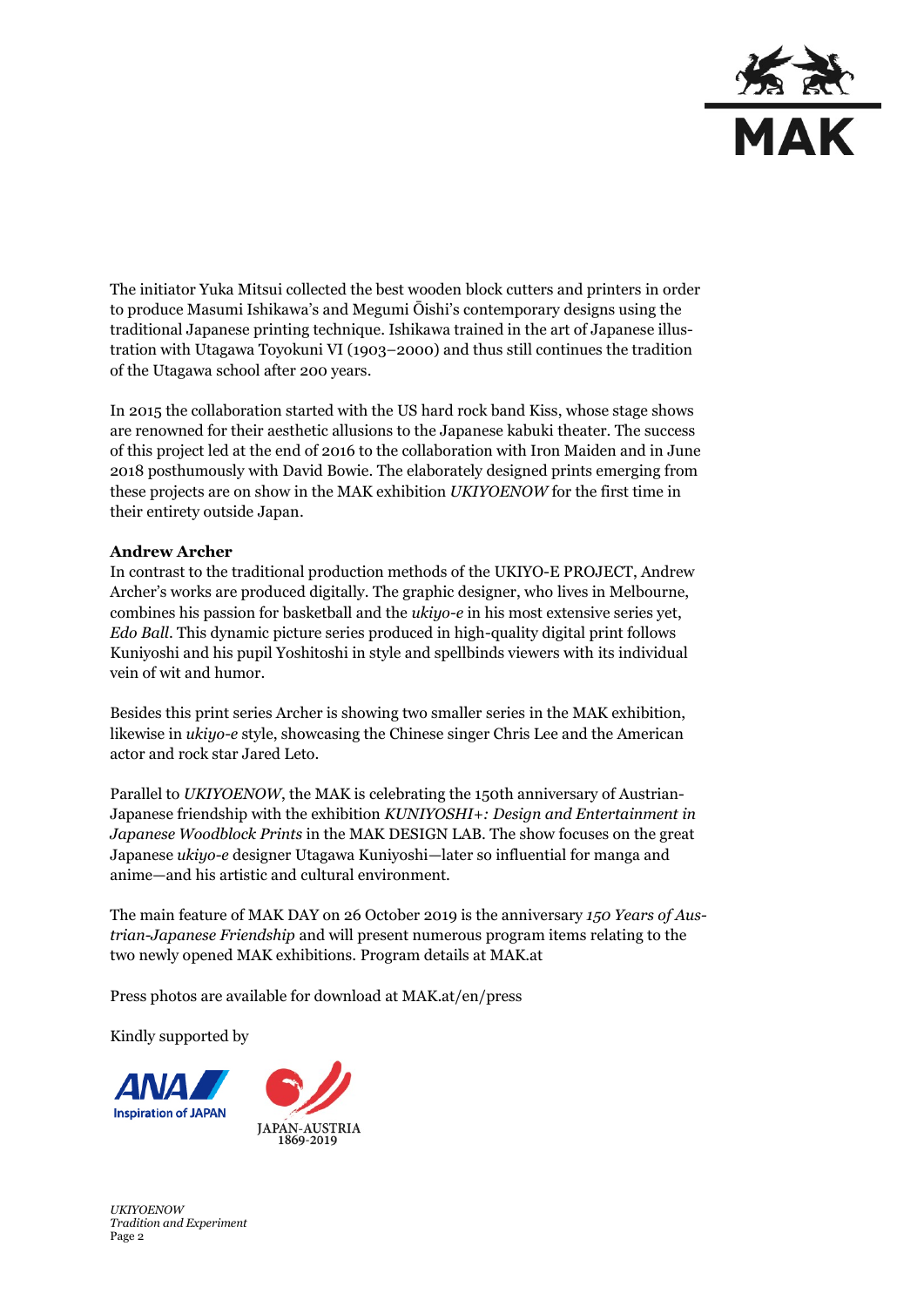The initiator Yuka Mitsui collected the best wooden block cutters and printers in order to produce Masumi Ishikawa's and Megumi Ōishi's contemporary designs using the traditional Japanese printing technique. Ishikawa trained in the art of Japanese illustration with Utagawa Toyokuni VI (1903–2000) and thus still continues the tradition of the Utagawa school after 200 years.

In 2015 the collaboration started with the US hard rock band Kiss, whose stage shows are renowned for their aesthetic allusions to the Japanese kabuki theater. The success of this project led at the end of 2016 to the collaboration with Iron Maiden and in June 2018 posthumously with David Bowie. The elaborately designed prints emerging from these projects are on show in the MAK exhibition *UKIYOENOW* for the first time in their entirety outside Japan.

**Andrew Archer**

In contrast to the traditional production methods of the UKIYO-E PROJECT, Andrew Archer's works are produced digitally. The graphic designer, who lives in Melbourne, combines his passion for basketball and the *ukiyo-e* in his most extensive series yet, *Edo Ball*. This dynamic picture series produced in high-quality digital print follows Kuniyoshi and his pupil Yoshitoshi in style and spellbinds viewers with its individual vein of wit and humor.

Besides this print series Archer is showing two smaller series in the MAK exhibition, likewise in *ukiyo-e* style, showcasing the Chinese singer Chris Lee and the American actor and rock star Jared Leto.

Parallel to *UKIYOENOW*, the MAK is celebrating the 150th anniversary of Austrian-Japanese friendship with the exhibition *KUNIYOSHI+: Design and Entertainment in Japanese Woodblock Prints* in the MAK DESIGN LAB. The show focuses on the great Japanese *ukiyo-e* designer Utagawa Kuniyoshi—later so influential for manga and anime—and his artistic and cultural environment.

The main feature of MAK DAY on 26 October 2019 is the anniversary *150 Years of Austrian-Japanese Friendship* and will present numerous program items relating to the two newly opened MAK exhibitions. Program details at MAK.at

Press photos are available for download at MAK.at/en/press

Kindly supported by

ANA Inspiration of JAPAN

JAPAN-AUSTRIA 1869-2019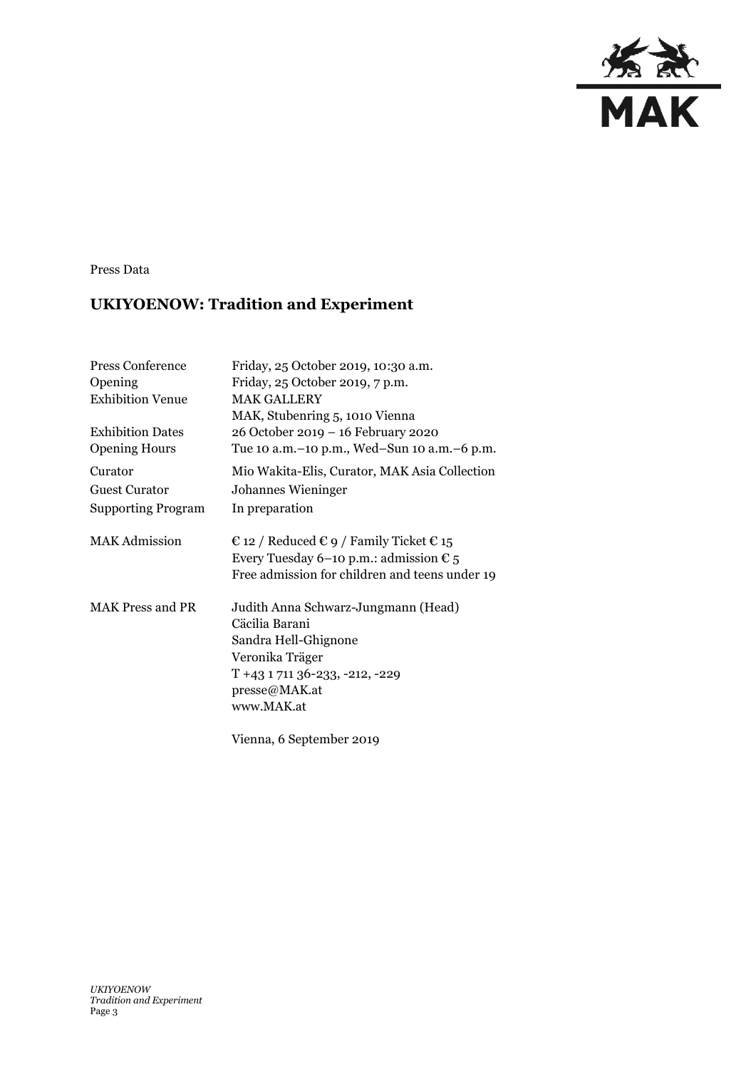Press Data

## UKIYOENOW: Tradition and Experiment

| | |
|---|---|
| Press Conference | Friday, 25 October 2019, 10:30 a.m. |
| Opening | Friday, 25 October 2019, 7 p.m. |
| Exhibition Venue | MAK GALLERY<br>MAK, Stubenring 5, 1010 Vienna |
| Exhibition Dates | 26 October 2019 – 16 February 2020 |
| Opening Hours | Tue 10 a.m.–10 p.m., Wed–Sun 10 a.m.–6 p.m. |
| Curator | Mio Wakita-Elis, Curator, MAK Asia Collection |
| Guest Curator | Johannes Wieninger |
| Supporting Program | In preparation |
| MAK Admission | € 12 / Reduced € 9 / Family Ticket € 15<br>Every Tuesday 6–10 p.m.: admission € 5<br>Free admission for children and teens under 19 |
| MAK Press and PR | Judith Anna Schwarz-Jungmann (Head)<br>Cäcilia Barani<br>Sandra Hell-Ghignone<br>Veronika Träger<br>T +43 1 711 36-233, -212, -229<br>presse@MAK.at<br>www.MAK.at |

Vienna, 6 September 2019